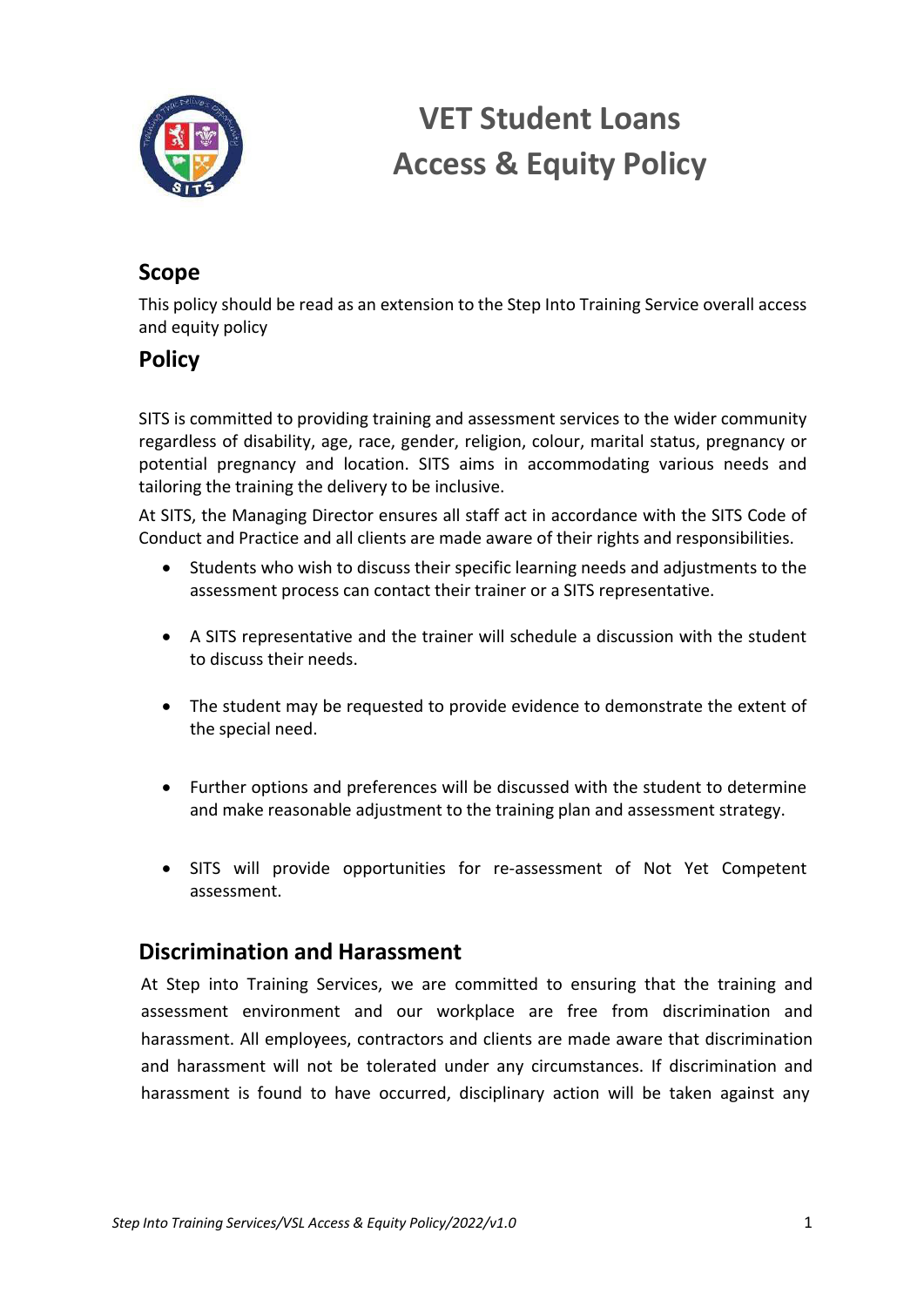# VET Student Loans Access & Equity Policy

## Scope

This policy should be read as an extension to the Step Into Training Service overall access and equity policy

## Policy

SITS is committed to providing training and assessment services to the wider community regardless of disability, age, race, gender, religion, colour, marital status, pregnancy or potential pregnancy and location. SITS aims in accommodating various needs and tailoring the training the delivery to be inclusive.

At SITS, the Managing Director ensures all staff act in accordance with the SITS Code of Conduct and Practice and all clients are made aware of their rights and responsibilities.

- Students who wish to discuss their specific learning needs and adjustments to the assessment process can contact their trainer or a SITS representative.
- A SITS representative and the trainer will schedule a discussion with the student to discuss their needs.
- The student may be requested to provide evidence to demonstrate the extent of the special need.
- Further options and preferences will be discussed with the student to determine and make reasonable adjustment to the training plan and assessment strategy.
- SITS will provide opportunities for re-assessment of Not Yet Competent assessment.

## Discrimination and Harassment

At Step into Training Services, we are committed to ensuring that the training and assessment environment and our workplace are free from discrimination and harassment. All employees, contractors and clients are made aware that discrimination and harassment will not be tolerated under any circumstances. If discrimination and harassment is found to have occurred, disciplinary action will be taken against any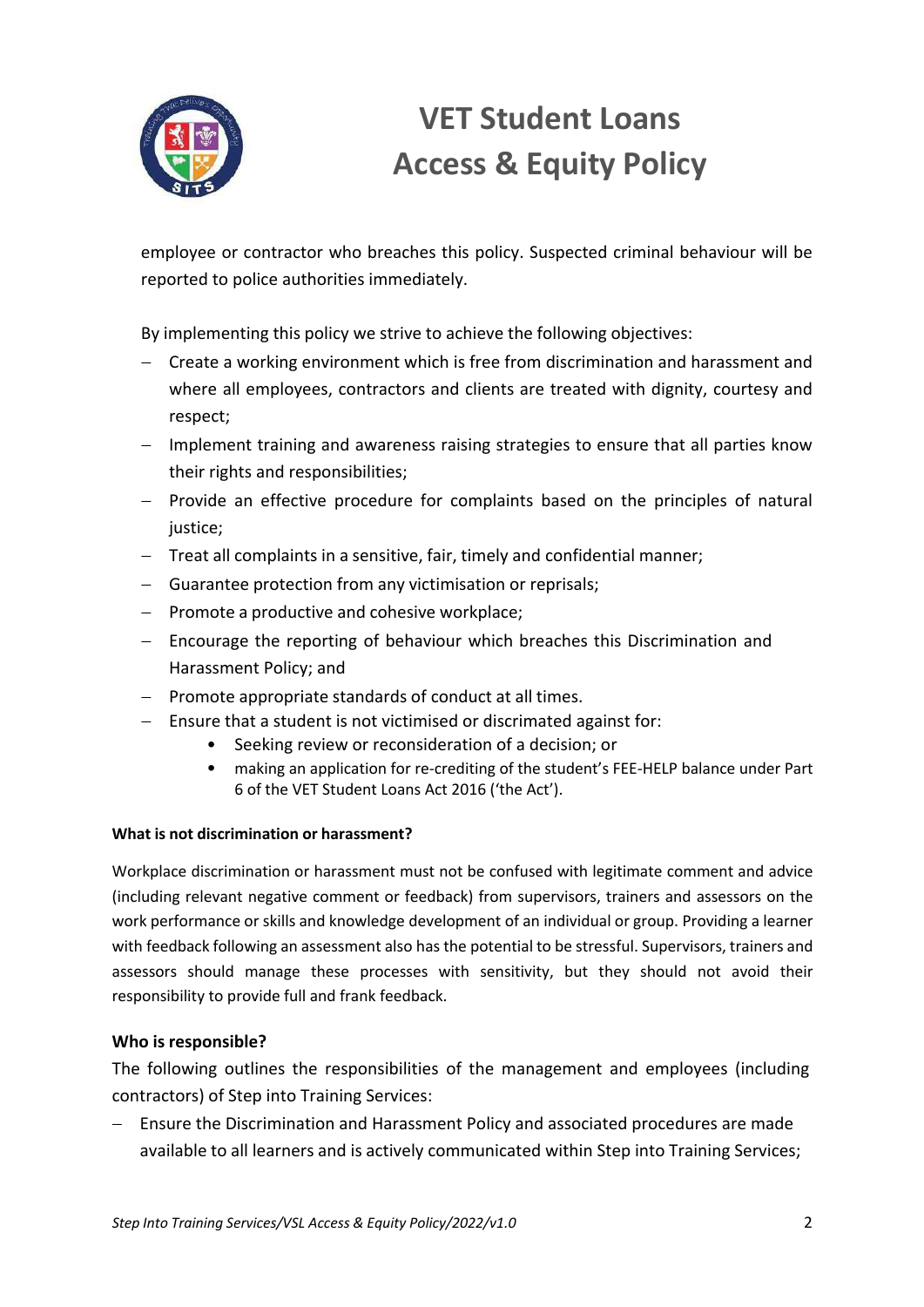employee or contractor who breaches this policy. Suspected criminal behaviour will be reported to police authorities immediately.

By implementing this policy we strive to achieve the following objectives:

- Create a working environment which is free from discrimination and harassment and where all employees, contractors and clients are treated with dignity, courtesy and respect;
- Implement training and awareness raising strategies to ensure that all parties know their rights and responsibilities;
- Provide an effective procedure for complaints based on the principles of natural justice;
- Treat all complaints in a sensitive, fair, timely and confidential manner;
- Guarantee protection from any victimisation or reprisals;
- Promote a productive and cohesive workplace;
- Encourage the reporting of behaviour which breaches this Discrimination and Harassment Policy; and
- Promote appropriate standards of conduct at all times.
- Ensure that a student is not victimised or discrimated against for:
  - Seeking review or reconsideration of a decision; or
  - making an application for re-crediting of the student's FEE-HELP balance under Part 6 of the VET Student Loans Act 2016 ('the Act').

**What is not discrimination or harassment?**

Workplace discrimination or harassment must not be confused with legitimate comment and advice (including relevant negative comment or feedback) from supervisors, trainers and assessors on the work performance or skills and knowledge development of an individual or group. Providing a learner with feedback following an assessment also has the potential to be stressful. Supervisors, trainers and assessors should manage these processes with sensitivity, but they should not avoid their responsibility to provide full and frank feedback.

**Who is responsible?**

The following outlines the responsibilities of the management and employees (including contractors) of Step into Training Services:

- Ensure the Discrimination and Harassment Policy and associated procedures are made available to all learners and is actively communicated within Step into Training Services;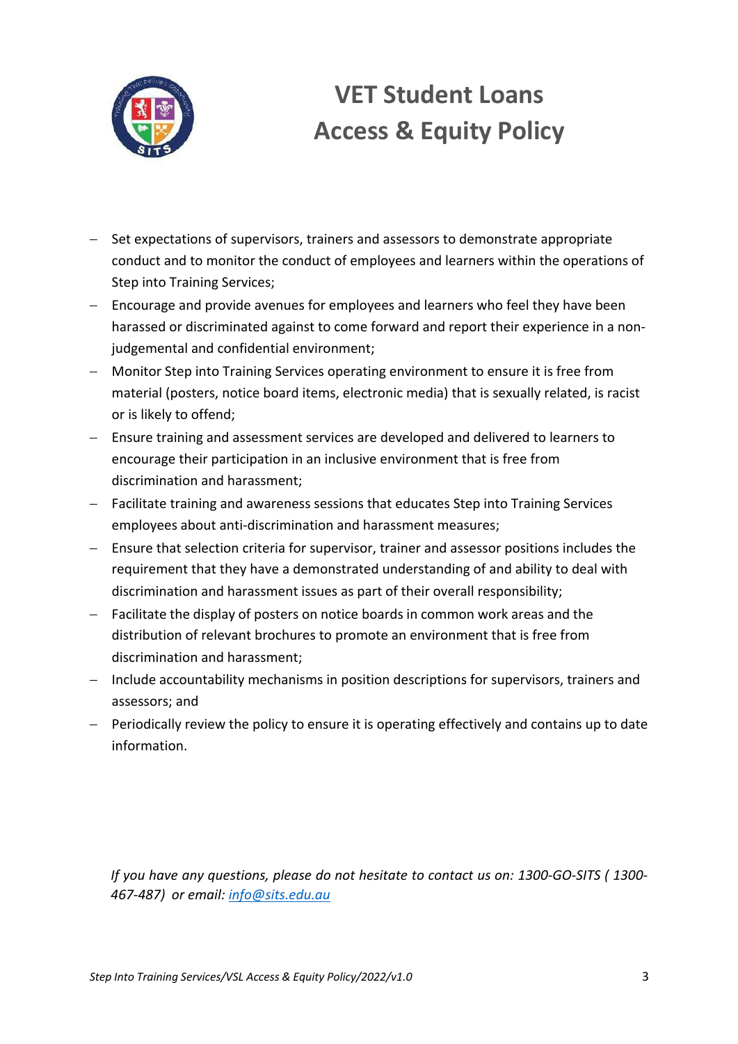- Set expectations of supervisors, trainers and assessors to demonstrate appropriate conduct and to monitor the conduct of employees and learners within the operations of Step into Training Services;
- Encourage and provide avenues for employees and learners who feel they have been harassed or discriminated against to come forward and report their experience in a non-judgemental and confidential environment;
- Monitor Step into Training Services operating environment to ensure it is free from material (posters, notice board items, electronic media) that is sexually related, is racist or is likely to offend;
- Ensure training and assessment services are developed and delivered to learners to encourage their participation in an inclusive environment that is free from discrimination and harassment;
- Facilitate training and awareness sessions that educates Step into Training Services employees about anti-discrimination and harassment measures;
- Ensure that selection criteria for supervisor, trainer and assessor positions includes the requirement that they have a demonstrated understanding of and ability to deal with discrimination and harassment issues as part of their overall responsibility;
- Facilitate the display of posters on notice boards in common work areas and the distribution of relevant brochures to promote an environment that is free from discrimination and harassment;
- Include accountability mechanisms in position descriptions for supervisors, trainers and assessors; and
- Periodically review the policy to ensure it is operating effectively and contains up to date information.

*If you have any questions, please do not hesitate to contact us on: 1300-GO-SITS ( 1300-467-487) or email: [info@sits.edu.au](mailto:info@sits.edu.au)*